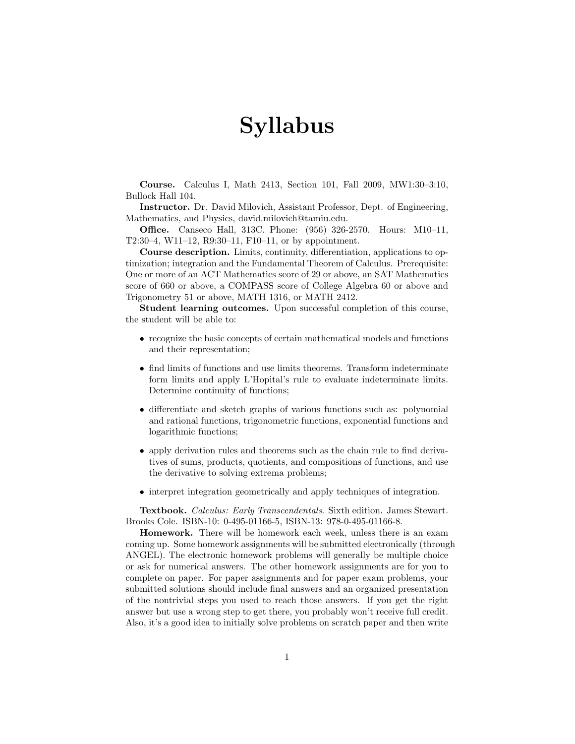# Syllabus

**Course.** Calculus I, Math 2413, Section 101, Fall 2009, MW1:30–3:10, Bullock Hall 104.

**Instructor.** Dr. David Milovich, Assistant Professor, Dept. of Engineering, Mathematics, and Physics, david.milovich@tamiu.edu.

**Office.** Canseco Hall, 313C. Phone: (956) 326-2570. Hours: M10–11, T2:30–4, W11–12, R9:30–11, F10–11, or by appointment.

**Course description.** Limits, continuity, differentiation, applications to optimization; integration and the Fundamental Theorem of Calculus. Prerequisite: One or more of an ACT Mathematics score of 29 or above, an SAT Mathematics score of 660 or above, a COMPASS score of College Algebra 60 or above and Trigonometry 51 or above, MATH 1316, or MATH 2412.

**Student learning outcomes.** Upon successful completion of this course, the student will be able to:

- recognize the basic concepts of certain mathematical models and functions and their representation;
- find limits of functions and use limits theorems. Transform indeterminate form limits and apply L'Hopital's rule to evaluate indeterminate limits. Determine continuity of functions;
- differentiate and sketch graphs of various functions such as: polynomial and rational functions, trigonometric functions, exponential functions and logarithmic functions;
- apply derivation rules and theorems such as the chain rule to find derivatives of sums, products, quotients, and compositions of functions, and use the derivative to solving extrema problems;
- interpret integration geometrically and apply techniques of integration.

**Textbook.** *Calculus: Early Transcendentals*. Sixth edition. James Stewart. Brooks Cole. ISBN-10: 0-495-01166-5, ISBN-13: 978-0-495-01166-8.

**Homework.** There will be homework each week, unless there is an exam coming up. Some homework assignments will be submitted electronically (through ANGEL). The electronic homework problems will generally be multiple choice or ask for numerical answers. The other homework assignments are for you to complete on paper. For paper assignments and for paper exam problems, your submitted solutions should include final answers and an organized presentation of the nontrivial steps you used to reach those answers. If you get the right answer but use a wrong step to get there, you probably won't receive full credit. Also, it's a good idea to initially solve problems on scratch paper and then write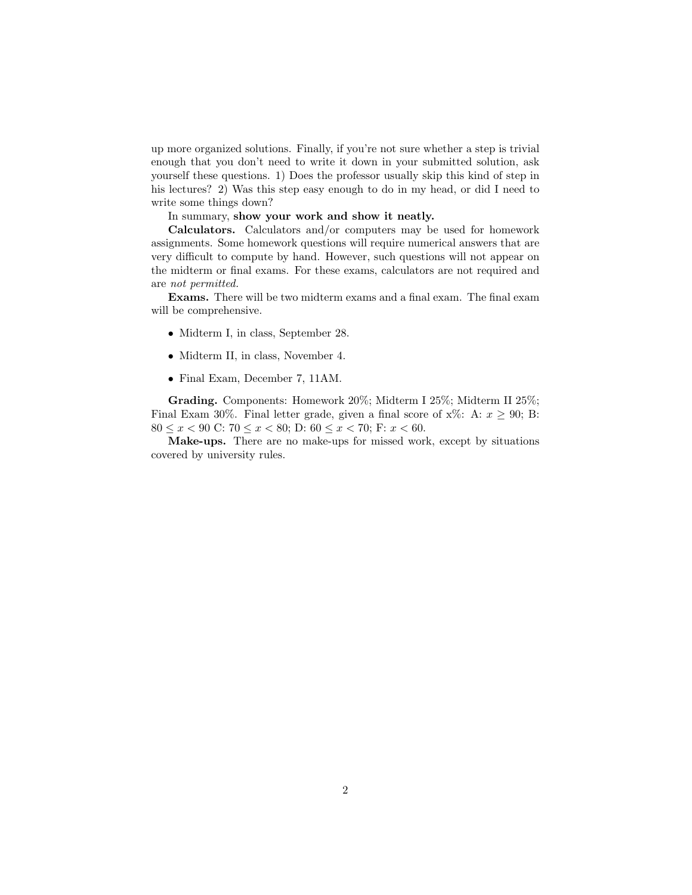up more organized solutions. Finally, if you're not sure whether a step is trivial enough that you don't need to write it down in your submitted solution, ask yourself these questions. 1) Does the professor usually skip this kind of step in his lectures? 2) Was this step easy enough to do in my head, or did I need to write some things down?

In summary, **show your work and show it neatly.**

**Calculators.** Calculators and/or computers may be used for homework assignments. Some homework questions will require numerical answers that are very difficult to compute by hand. However, such questions will not appear on the midterm or final exams. For these exams, calculators are not required and are *not permitted.*

**Exams.** There will be two midterm exams and a final exam. The final exam will be comprehensive.

- Midterm I, in class, September 28.
- Midterm II, in class, November 4.
- Final Exam, December 7, 11AM.

**Grading.** Components: Homework 20%; Midterm I 25%; Midterm II 25%; Final Exam 30%. Final letter grade, given a final score of x%: A: $x \geq 90$; B: $80 \leq x < 90$ C: $70 \leq x < 80$; D: $60 \leq x < 70$; F: $x < 60$.

**Make-ups.** There are no make-ups for missed work, except by situations covered by university rules.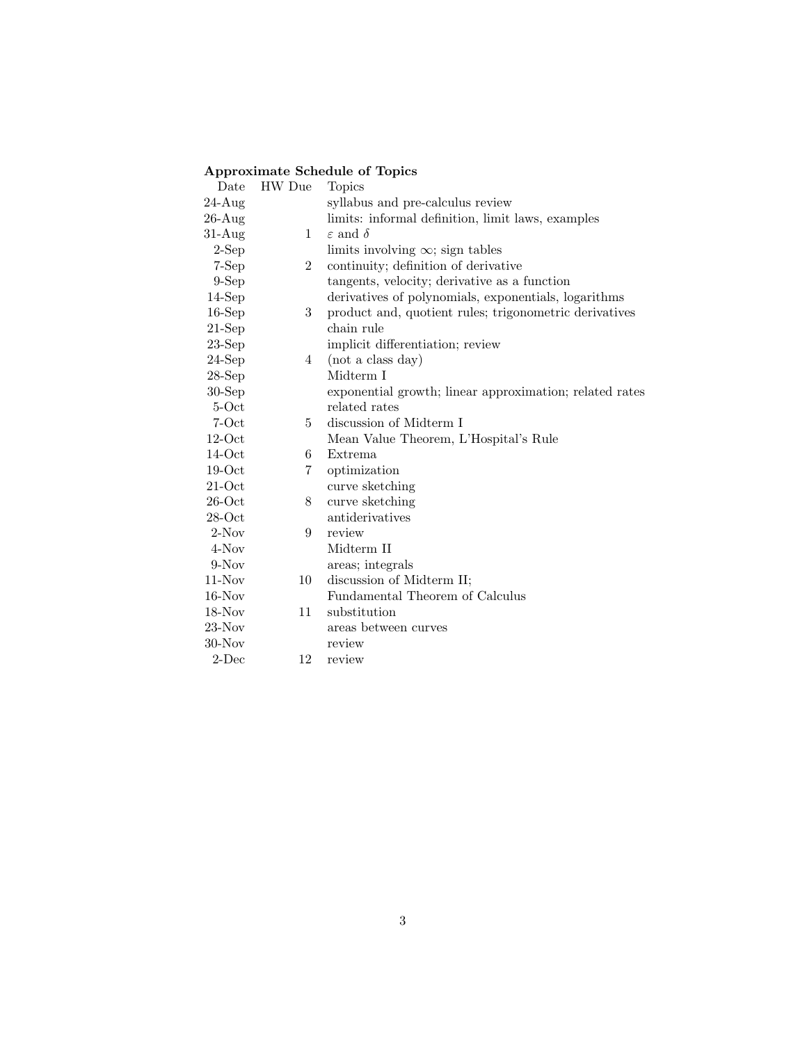**Approximate Schedule of Topics**

| Date | HW Due | Topics |
|---|---|---|
| 24-Aug | | syllabus and pre-calculus review |
| 26-Aug | | limits: informal definition, limit laws, examples |
| 31-Aug | 1 | $\varepsilon$ and $\delta$ |
| 2-Sep | | limits involving $\infty$; sign tables |
| 7-Sep | 2 | continuity; definition of derivative |
| 9-Sep | | tangents, velocity; derivative as a function |
| 14-Sep | | derivatives of polynomials, exponentials, logarithms |
| 16-Sep | 3 | product and, quotient rules; trigonometric derivatives |
| 21-Sep | | chain rule |
| 23-Sep | | implicit differentiation; review |
| 24-Sep | 4 | (not a class day) |
| 28-Sep | | Midterm I |
| 30-Sep | | exponential growth; linear approximation; related rates |
| 5-Oct | | related rates |
| 7-Oct | 5 | discussion of Midterm I |
| 12-Oct | | Mean Value Theorem, L'Hospital's Rule |
| 14-Oct | 6 | Extrema |
| 19-Oct | 7 | optimization |
| 21-Oct | | curve sketching |
| 26-Oct | 8 | curve sketching |
| 28-Oct | | antiderivatives |
| 2-Nov | 9 | review |
| 4-Nov | | Midterm II |
| 9-Nov | | areas; integrals |
| 11-Nov | 10 | discussion of Midterm II; |
| 16-Nov | | Fundamental Theorem of Calculus |
| 18-Nov | 11 | substitution |
| 23-Nov | | areas between curves |
| 30-Nov | | review |
| 2-Dec | 12 | review |